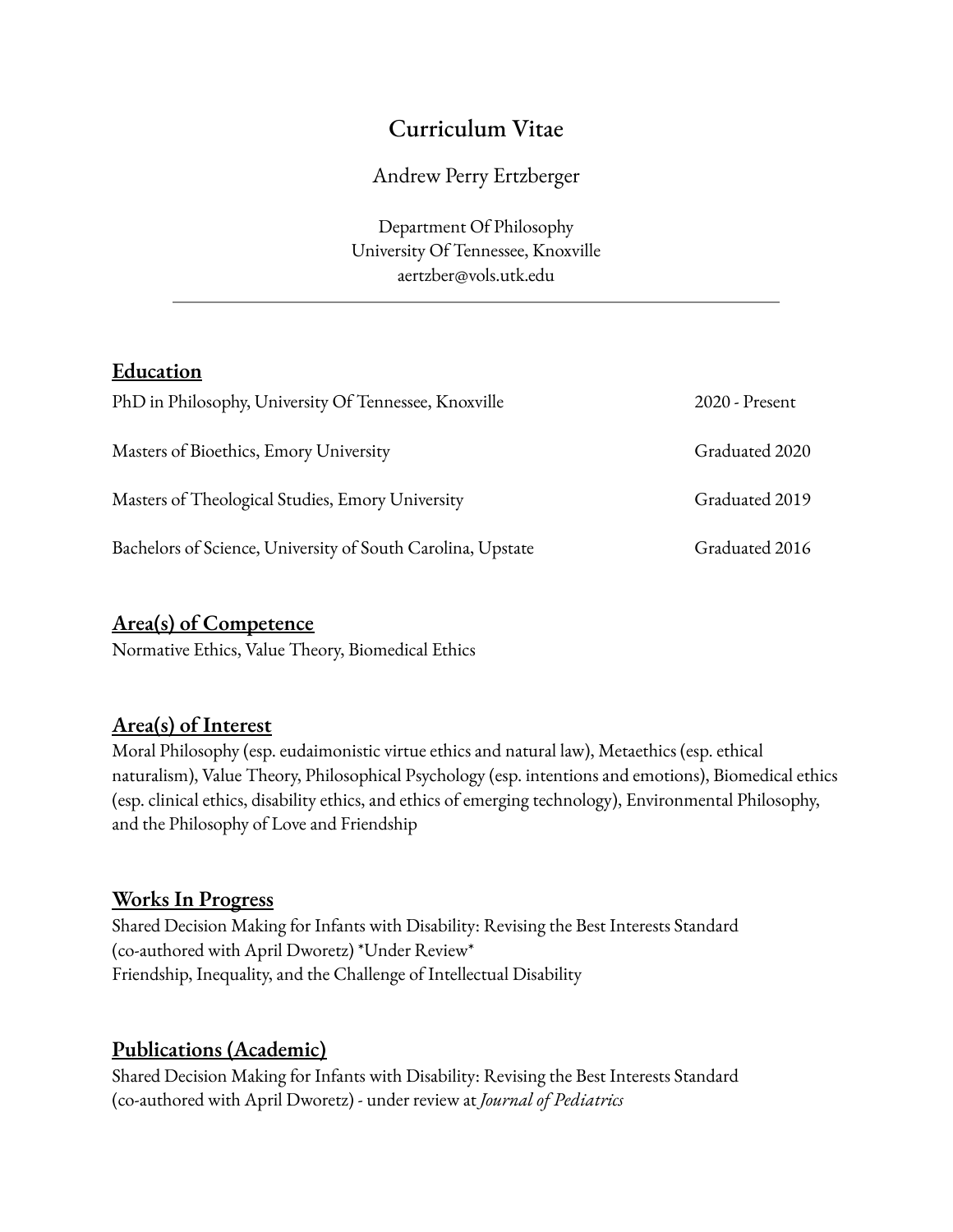# Curriculum Vitae

Andrew Perry Ertzberger

Department Of Philosophy
University Of Tennessee, Knoxville
aertzber@vols.utk.edu

---

## Education

PhD in Philosophy, University Of Tennessee, Knoxville — 2020 - Present

Masters of Bioethics, Emory University — Graduated 2020

Masters of Theological Studies, Emory University — Graduated 2019

Bachelors of Science, University of South Carolina, Upstate — Graduated 2016

## Area(s) of Competence

Normative Ethics, Value Theory, Biomedical Ethics

## Area(s) of Interest

Moral Philosophy (esp. eudaimonistic virtue ethics and natural law), Metaethics (esp. ethical naturalism), Value Theory, Philosophical Psychology (esp. intentions and emotions), Biomedical ethics (esp. clinical ethics, disability ethics, and ethics of emerging technology), Environmental Philosophy, and the Philosophy of Love and Friendship

## Works In Progress

Shared Decision Making for Infants with Disability: Revising the Best Interests Standard (co-authored with April Dworetz) *Under Review*
Friendship, Inequality, and the Challenge of Intellectual Disability

## Publications (Academic)

Shared Decision Making for Infants with Disability: Revising the Best Interests Standard (co-authored with April Dworetz) - under review at *Journal of Pediatrics*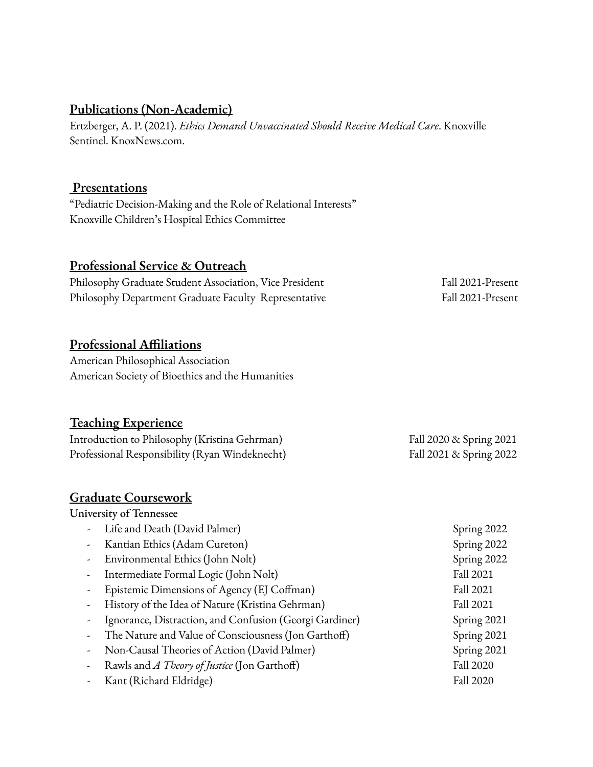## Publications (Non-Academic)

Ertzberger, A. P. (2021). *Ethics Demand Unvaccinated Should Receive Medical Care*. Knoxville Sentinel. KnoxNews.com.

## Presentations

"Pediatric Decision-Making and the Role of Relational Interests"
Knoxville Children's Hospital Ethics Committee

## Professional Service & Outreach

Philosophy Graduate Student Association, Vice President — Fall 2021-Present
Philosophy Department Graduate Faculty Representative — Fall 2021-Present

## Professional Affiliations

American Philosophical Association
American Society of Bioethics and the Humanities

## Teaching Experience

Introduction to Philosophy (Kristina Gehrman) — Fall 2020 & Spring 2021
Professional Responsibility (Ryan Windeknecht) — Fall 2021 & Spring 2022

## Graduate Coursework

**University of Tennessee**

- Life and Death (David Palmer) — Spring 2022
- Kantian Ethics (Adam Cureton) — Spring 2022
- Environmental Ethics (John Nolt) — Spring 2022
- Intermediate Formal Logic (John Nolt) — Fall 2021
- Epistemic Dimensions of Agency (EJ Coffman) — Fall 2021
- History of the Idea of Nature (Kristina Gehrman) — Fall 2021
- Ignorance, Distraction, and Confusion (Georgi Gardiner) — Spring 2021
- The Nature and Value of Consciousness (Jon Garthoff) — Spring 2021
- Non-Causal Theories of Action (David Palmer) — Spring 2021
- Rawls and *A Theory of Justice* (Jon Garthoff) — Fall 2020
- Kant (Richard Eldridge) — Fall 2020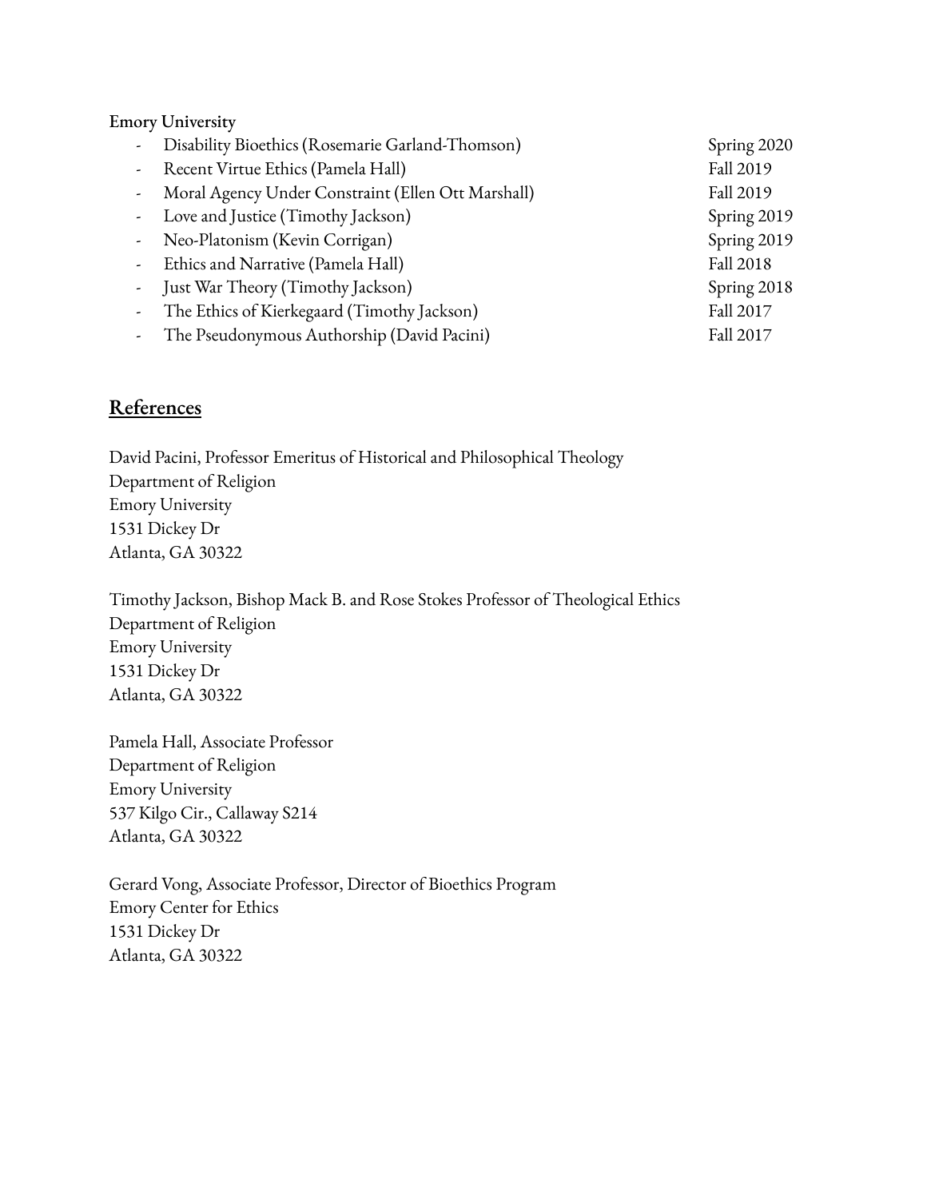**Emory University**

- Disability Bioethics (Rosemarie Garland-Thomson) Spring 2020
- Recent Virtue Ethics (Pamela Hall) Fall 2019
- Moral Agency Under Constraint (Ellen Ott Marshall) Fall 2019
- Love and Justice (Timothy Jackson) Spring 2019
- Neo-Platonism (Kevin Corrigan) Spring 2019
- Ethics and Narrative (Pamela Hall) Fall 2018
- Just War Theory (Timothy Jackson) Spring 2018
- The Ethics of Kierkegaard (Timothy Jackson) Fall 2017
- The Pseudonymous Authorship (David Pacini) Fall 2017

## References

David Pacini, Professor Emeritus of Historical and Philosophical Theology
Department of Religion
Emory University
1531 Dickey Dr
Atlanta, GA 30322

Timothy Jackson, Bishop Mack B. and Rose Stokes Professor of Theological Ethics
Department of Religion
Emory University
1531 Dickey Dr
Atlanta, GA 30322

Pamela Hall, Associate Professor
Department of Religion
Emory University
537 Kilgo Cir., Callaway S214
Atlanta, GA 30322

Gerard Vong, Associate Professor, Director of Bioethics Program
Emory Center for Ethics
1531 Dickey Dr
Atlanta, GA 30322